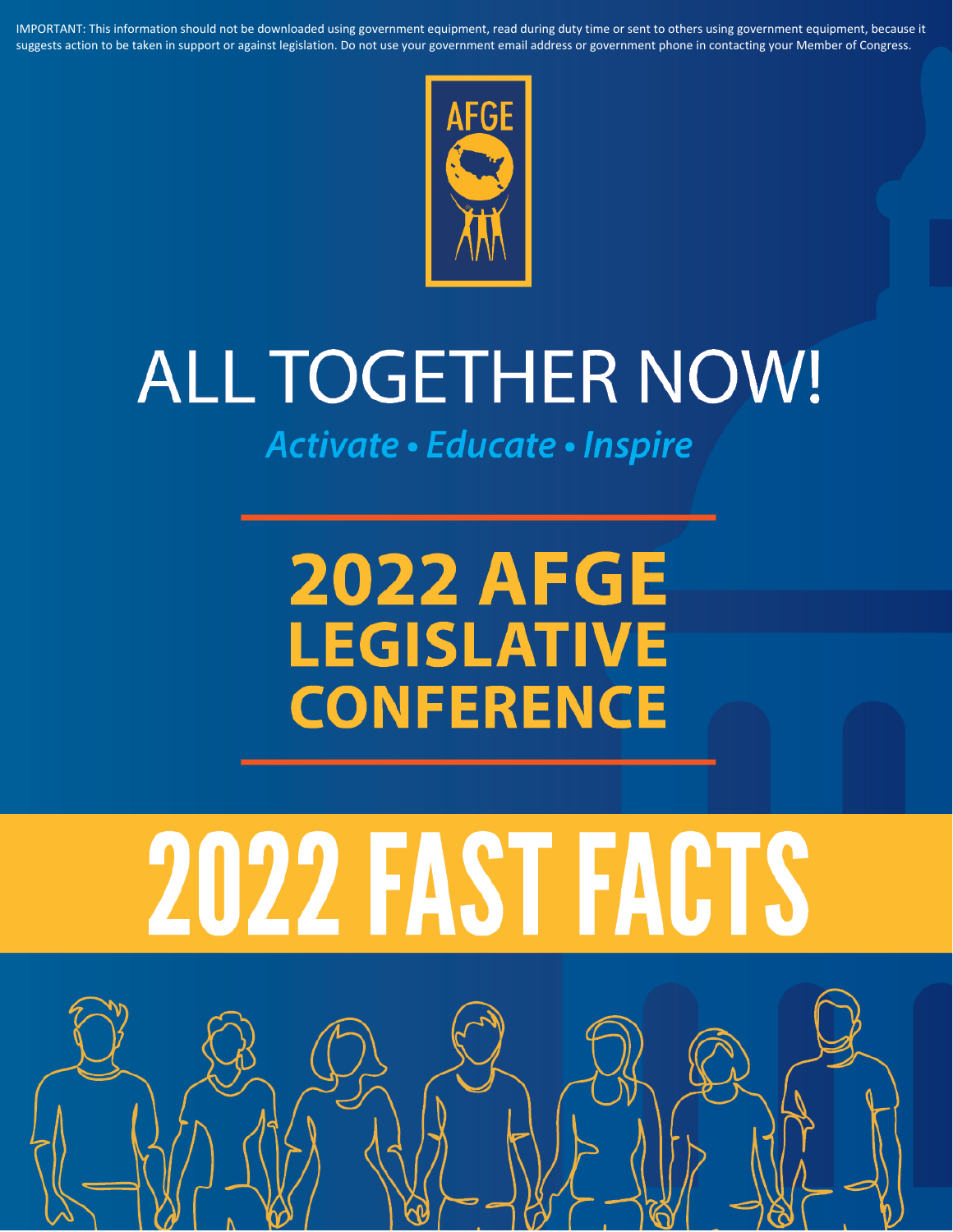IMPORTANT: This information should not be downloaded using government equipment, read during duty time or sent to others using government equipment, because it suggests action to be taken in support or against legislation. Do not use your government email address or government phone in contacting your Member of Congress.

AFGE

# ALL TOGETHER NOW!

*Activate • Educate • Inspire*

# 2022 AFGE LEGISLATIVE CONFERENCE

# 2022 FAST FACTS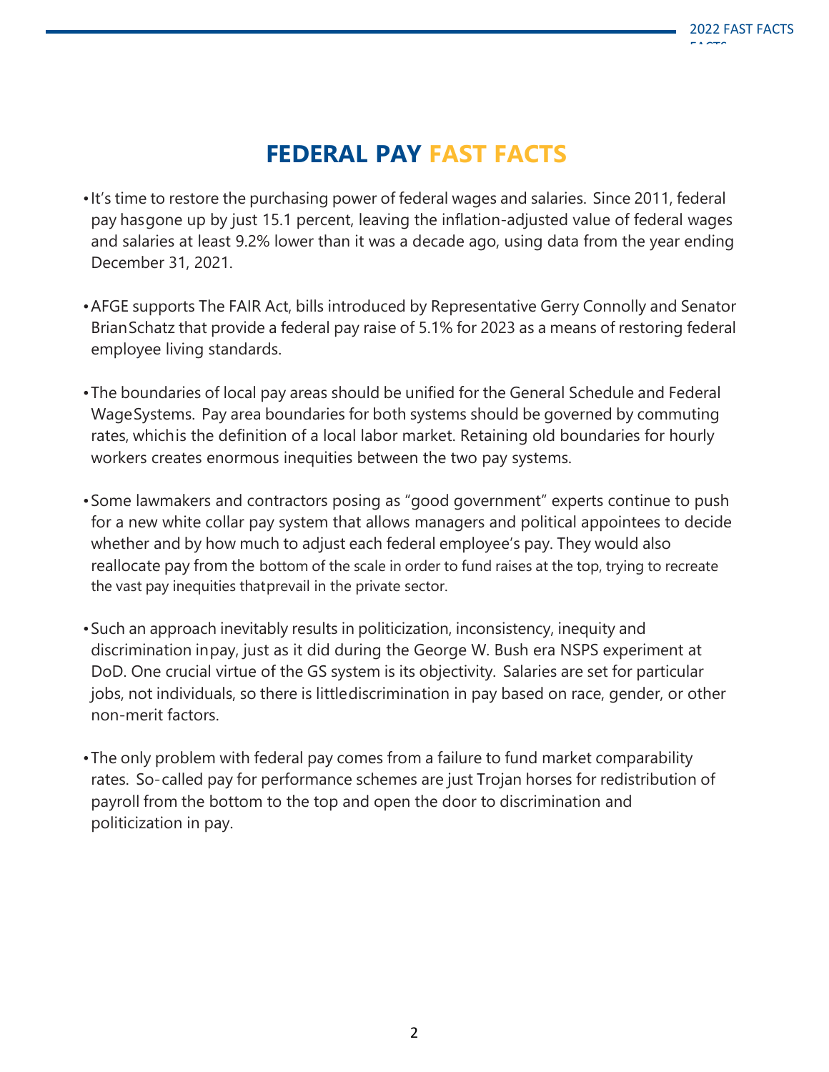# FEDERAL PAY FAST FACTS

- It's time to restore the purchasing power of federal wages and salaries. Since 2011, federal pay has gone up by just 15.1 percent, leaving the inflation-adjusted value of federal wages and salaries at least 9.2% lower than it was a decade ago, using data from the year ending December 31, 2021.

- AFGE supports The FAIR Act, bills introduced by Representative Gerry Connolly and Senator Brian Schatz that provide a federal pay raise of 5.1% for 2023 as a means of restoring federal employee living standards.

- The boundaries of local pay areas should be unified for the General Schedule and Federal Wage Systems. Pay area boundaries for both systems should be governed by commuting rates, which is the definition of a local labor market. Retaining old boundaries for hourly workers creates enormous inequities between the two pay systems.

- Some lawmakers and contractors posing as "good government" experts continue to push for a new white collar pay system that allows managers and political appointees to decide whether and by how much to adjust each federal employee's pay. They would also reallocate pay from the bottom of the scale in order to fund raises at the top, trying to recreate the vast pay inequities that prevail in the private sector.

- Such an approach inevitably results in politicization, inconsistency, inequity and discrimination in pay, just as it did during the George W. Bush era NSPS experiment at DoD. One crucial virtue of the GS system is its objectivity. Salaries are set for particular jobs, not individuals, so there is little discrimination in pay based on race, gender, or other non-merit factors.

- The only problem with federal pay comes from a failure to fund market comparability rates. So-called pay for performance schemes are just Trojan horses for redistribution of payroll from the bottom to the top and open the door to discrimination and politicization in pay.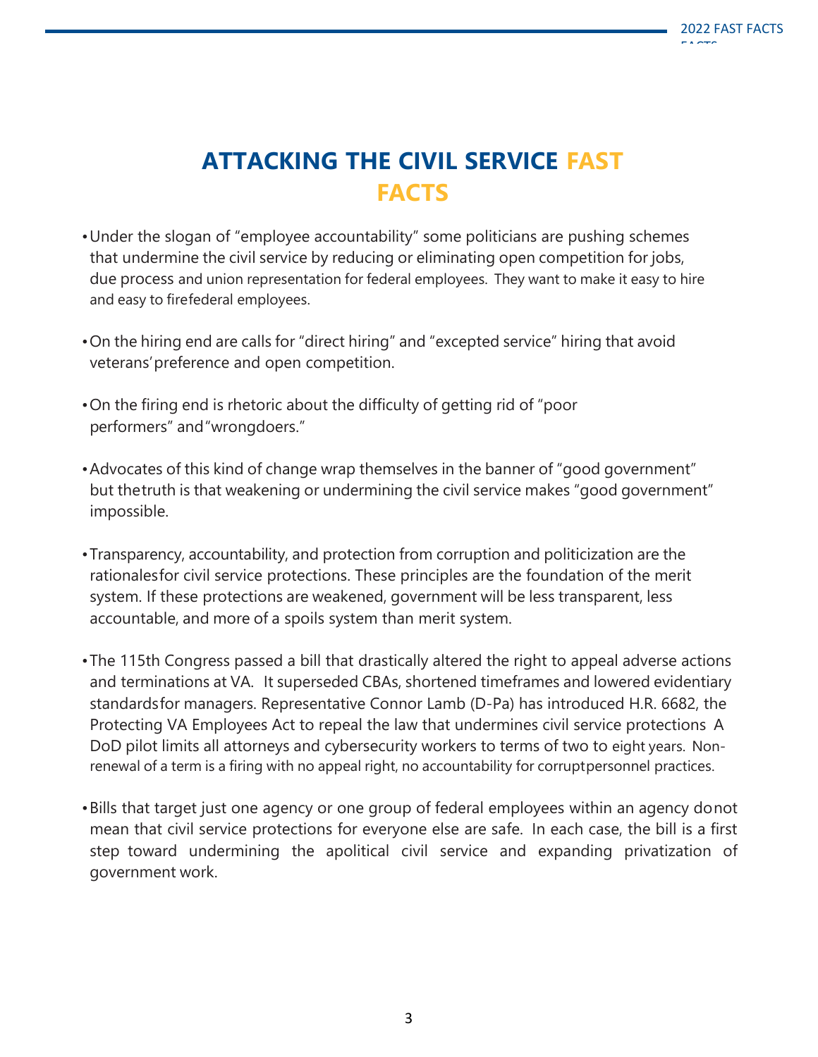# ATTACKING THE CIVIL SERVICE FAST FACTS

- Under the slogan of "employee accountability" some politicians are pushing schemes that undermine the civil service by reducing or eliminating open competition for jobs, due process and union representation for federal employees. They want to make it easy to hire and easy to fire federal employees.

- On the hiring end are calls for "direct hiring" and "excepted service" hiring that avoid veterans' preference and open competition.

- On the firing end is rhetoric about the difficulty of getting rid of "poor performers" and "wrongdoers."

- Advocates of this kind of change wrap themselves in the banner of "good government" but the truth is that weakening or undermining the civil service makes "good government" impossible.

- Transparency, accountability, and protection from corruption and politicization are the rationales for civil service protections. These principles are the foundation of the merit system. If these protections are weakened, government will be less transparent, less accountable, and more of a spoils system than merit system.

- The 115th Congress passed a bill that drastically altered the right to appeal adverse actions and terminations at VA. It superseded CBAs, shortened timeframes and lowered evidentiary standards for managers. Representative Connor Lamb (D-Pa) has introduced H.R. 6682, the Protecting VA Employees Act to repeal the law that undermines civil service protections A DoD pilot limits all attorneys and cybersecurity workers to terms of two to eight years. Non-renewal of a term is a firing with no appeal right, no accountability for corrupt personnel practices.

- Bills that target just one agency or one group of federal employees within an agency do not mean that civil service protections for everyone else are safe. In each case, the bill is a first step toward undermining the apolitical civil service and expanding privatization of government work.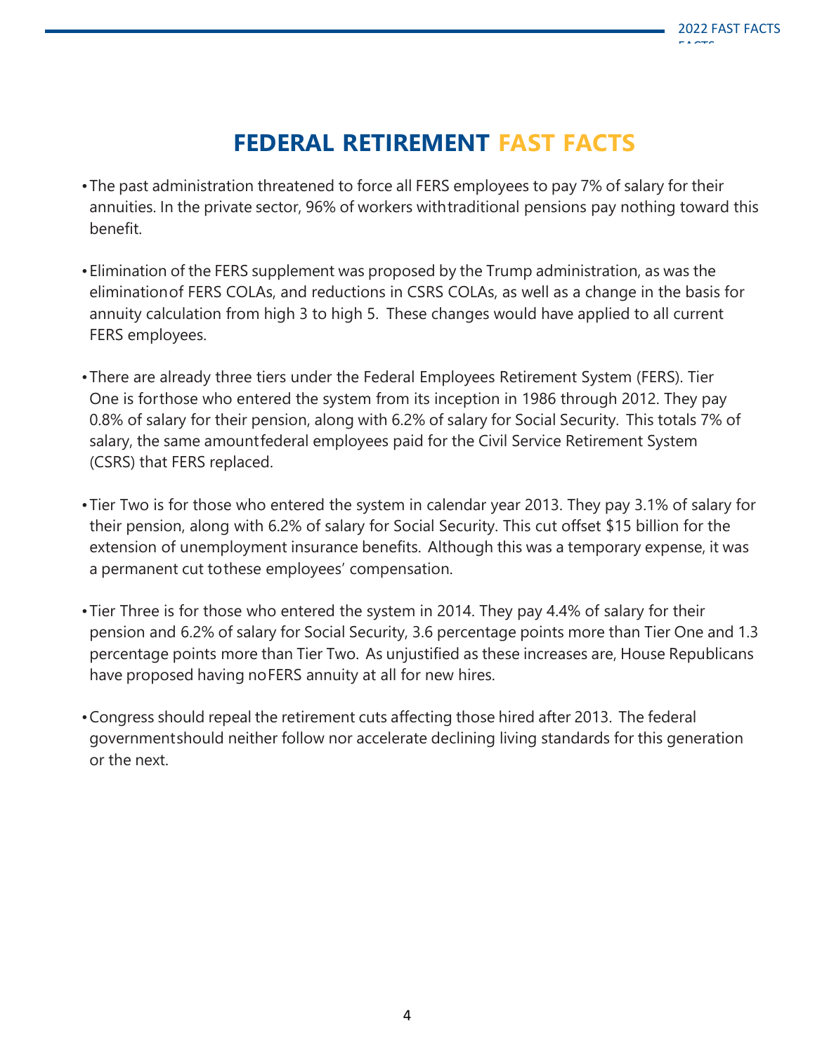# FEDERAL RETIREMENT FAST FACTS

- The past administration threatened to force all FERS employees to pay 7% of salary for their annuities. In the private sector, 96% of workers with traditional pensions pay nothing toward this benefit.

- Elimination of the FERS supplement was proposed by the Trump administration, as was the elimination of FERS COLAs, and reductions in CSRS COLAs, as well as a change in the basis for annuity calculation from high 3 to high 5. These changes would have applied to all current FERS employees.

- There are already three tiers under the Federal Employees Retirement System (FERS). Tier One is for those who entered the system from its inception in 1986 through 2012. They pay 0.8% of salary for their pension, along with 6.2% of salary for Social Security. This totals 7% of salary, the same amount federal employees paid for the Civil Service Retirement System (CSRS) that FERS replaced.

- Tier Two is for those who entered the system in calendar year 2013. They pay 3.1% of salary for their pension, along with 6.2% of salary for Social Security. This cut offset $15 billion for the extension of unemployment insurance benefits. Although this was a temporary expense, it was a permanent cut to these employees' compensation.

- Tier Three is for those who entered the system in 2014. They pay 4.4% of salary for their pension and 6.2% of salary for Social Security, 3.6 percentage points more than Tier One and 1.3 percentage points more than Tier Two. As unjustified as these increases are, House Republicans have proposed having no FERS annuity at all for new hires.

- Congress should repeal the retirement cuts affecting those hired after 2013. The federal government should neither follow nor accelerate declining living standards for this generation or the next.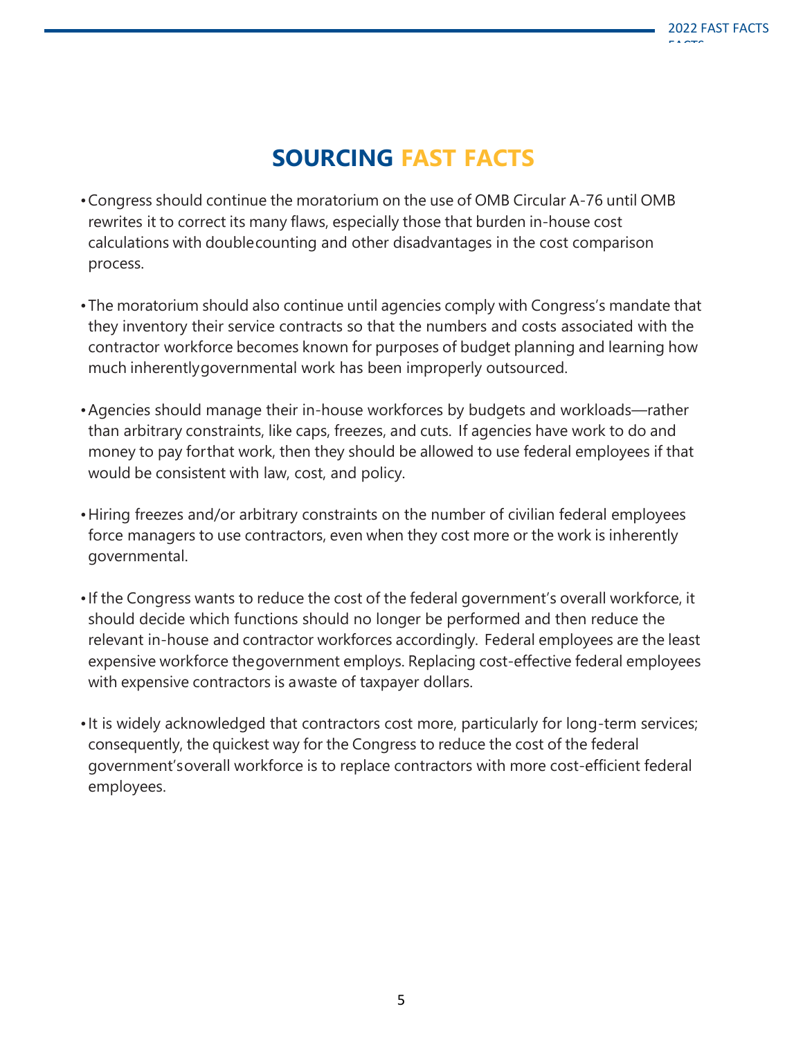# SOURCING FAST FACTS

- Congress should continue the moratorium on the use of OMB Circular A-76 until OMB rewrites it to correct its many flaws, especially those that burden in-house cost calculations with doublecounting and other disadvantages in the cost comparison process.

- The moratorium should also continue until agencies comply with Congress's mandate that they inventory their service contracts so that the numbers and costs associated with the contractor workforce becomes known for purposes of budget planning and learning how much inherentlygovernmental work has been improperly outsourced.

- Agencies should manage their in-house workforces by budgets and workloads—rather than arbitrary constraints, like caps, freezes, and cuts. If agencies have work to do and money to pay forthat work, then they should be allowed to use federal employees if that would be consistent with law, cost, and policy.

- Hiring freezes and/or arbitrary constraints on the number of civilian federal employees force managers to use contractors, even when they cost more or the work is inherently governmental.

- If the Congress wants to reduce the cost of the federal government's overall workforce, it should decide which functions should no longer be performed and then reduce the relevant in-house and contractor workforces accordingly. Federal employees are the least expensive workforce thegovernment employs. Replacing cost-effective federal employees with expensive contractors is awaste of taxpayer dollars.

- It is widely acknowledged that contractors cost more, particularly for long-term services; consequently, the quickest way for the Congress to reduce the cost of the federal government'soverall workforce is to replace contractors with more cost-efficient federal employees.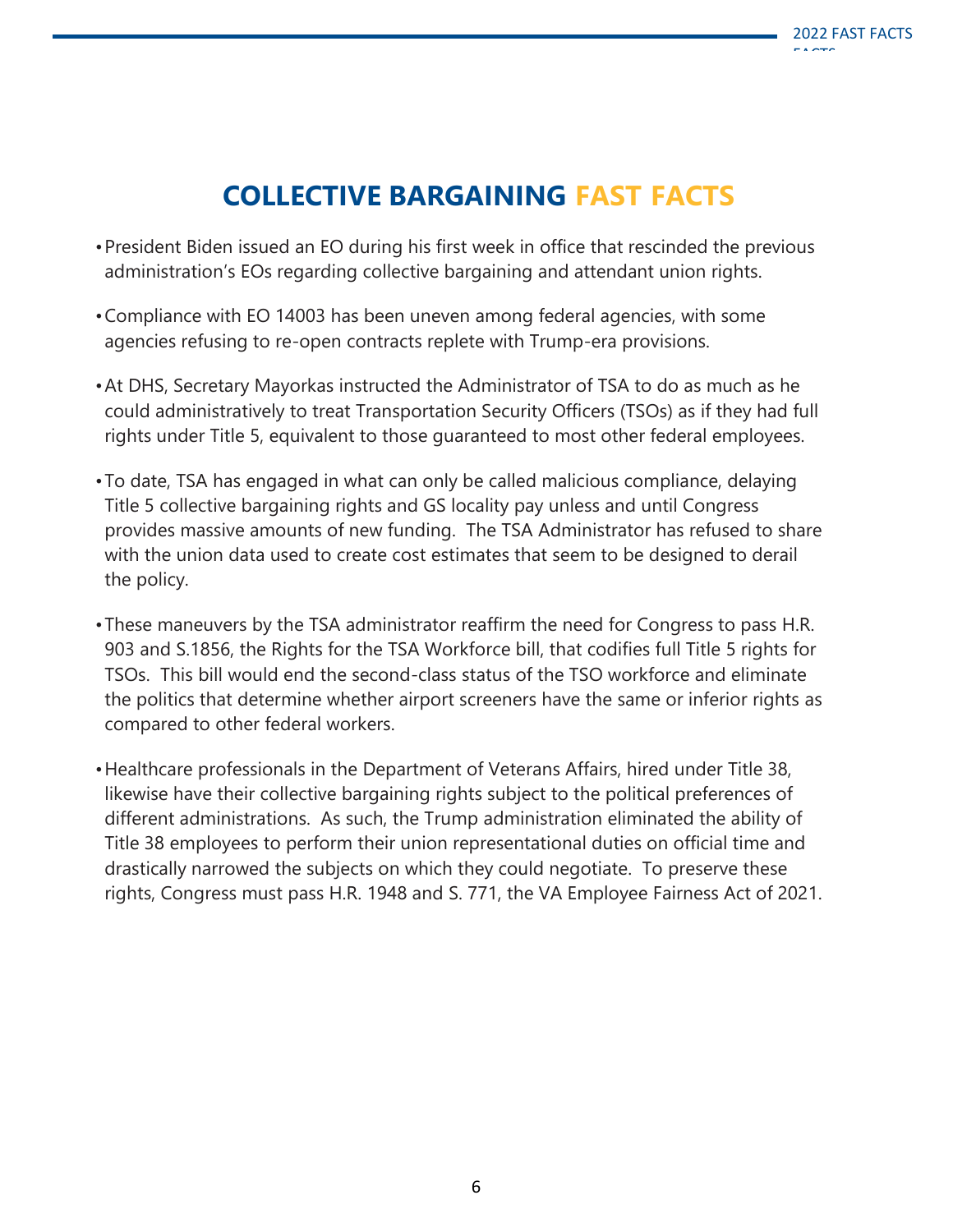# COLLECTIVE BARGAINING FAST FACTS

- President Biden issued an EO during his first week in office that rescinded the previous administration's EOs regarding collective bargaining and attendant union rights.

- Compliance with EO 14003 has been uneven among federal agencies, with some agencies refusing to re-open contracts replete with Trump-era provisions.

- At DHS, Secretary Mayorkas instructed the Administrator of TSA to do as much as he could administratively to treat Transportation Security Officers (TSOs) as if they had full rights under Title 5, equivalent to those guaranteed to most other federal employees.

- To date, TSA has engaged in what can only be called malicious compliance, delaying Title 5 collective bargaining rights and GS locality pay unless and until Congress provides massive amounts of new funding. The TSA Administrator has refused to share with the union data used to create cost estimates that seem to be designed to derail the policy.

- These maneuvers by the TSA administrator reaffirm the need for Congress to pass H.R. 903 and S.1856, the Rights for the TSA Workforce bill, that codifies full Title 5 rights for TSOs. This bill would end the second-class status of the TSO workforce and eliminate the politics that determine whether airport screeners have the same or inferior rights as compared to other federal workers.

- Healthcare professionals in the Department of Veterans Affairs, hired under Title 38, likewise have their collective bargaining rights subject to the political preferences of different administrations. As such, the Trump administration eliminated the ability of Title 38 employees to perform their union representational duties on official time and drastically narrowed the subjects on which they could negotiate. To preserve these rights, Congress must pass H.R. 1948 and S. 771, the VA Employee Fairness Act of 2021.